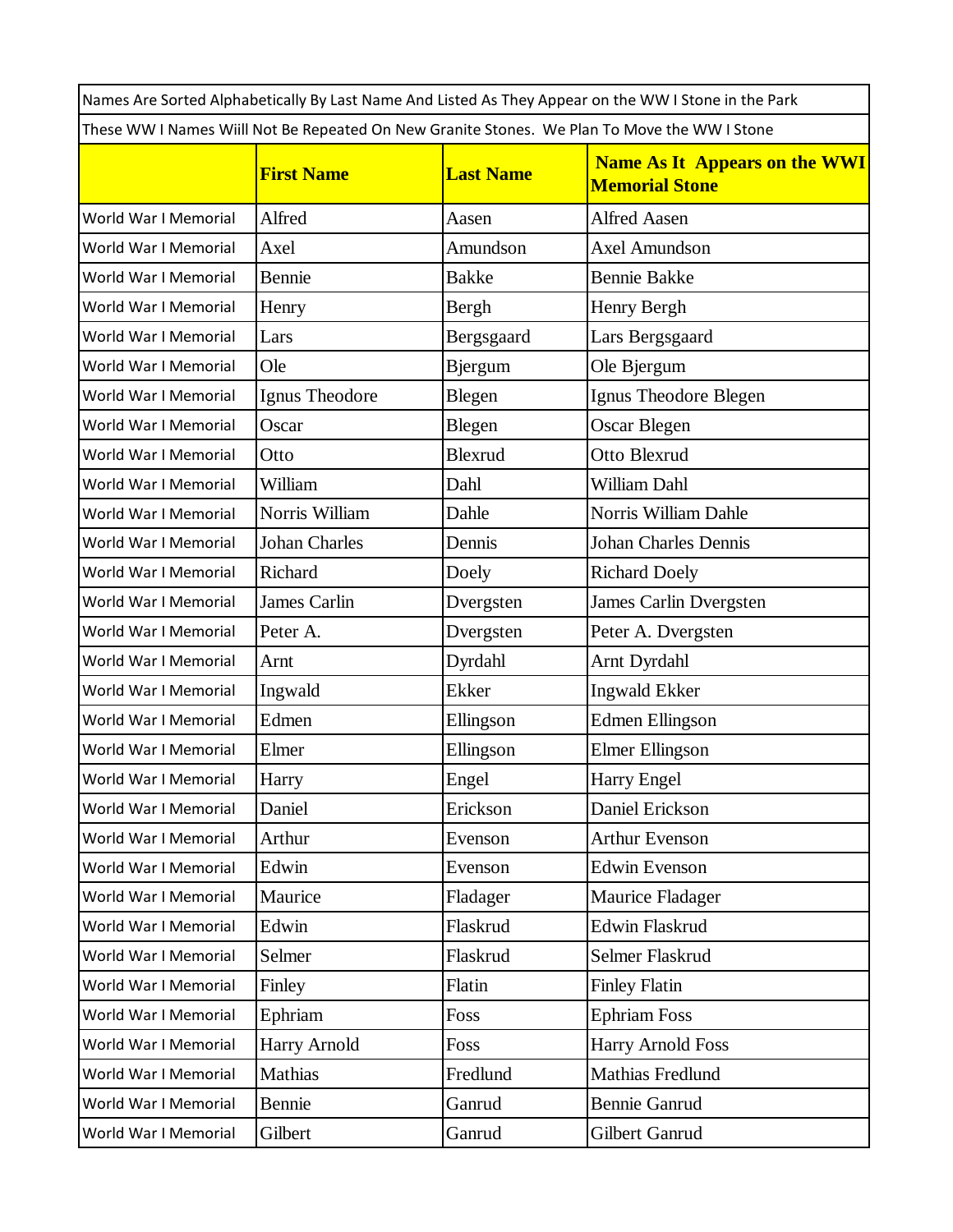Names Are Sorted Alphabetically By Last Name And Listed As They Appear on the WW I Stone in the Park

These WW I Names Wiill Not Be Repeated On New Granite Stones. We Plan To Move the WW I Stone

| | **First Name** | **Last Name** | **Name As It Appears on the WWI Memorial Stone** |
|---|---|---|---|
| World War I Memorial | Alfred | Aasen | Alfred Aasen |
| World War I Memorial | Axel | Amundson | Axel Amundson |
| World War I Memorial | Bennie | Bakke | Bennie Bakke |
| World War I Memorial | Henry | Bergh | Henry Bergh |
| World War I Memorial | Lars | Bergsgaard | Lars Bergsgaard |
| World War I Memorial | Ole | Bjergum | Ole Bjergum |
| World War I Memorial | Ignus Theodore | Blegen | Ignus Theodore Blegen |
| World War I Memorial | Oscar | Blegen | Oscar Blegen |
| World War I Memorial | Otto | Blexrud | Otto Blexrud |
| World War I Memorial | William | Dahl | William Dahl |
| World War I Memorial | Norris William | Dahle | Norris William Dahle |
| World War I Memorial | Johan Charles | Dennis | Johan Charles Dennis |
| World War I Memorial | Richard | Doely | Richard Doely |
| World War I Memorial | James Carlin | Dvergsten | James Carlin Dvergsten |
| World War I Memorial | Peter A. | Dvergsten | Peter A. Dvergsten |
| World War I Memorial | Arnt | Dyrdahl | Arnt Dyrdahl |
| World War I Memorial | Ingwald | Ekker | Ingwald Ekker |
| World War I Memorial | Edmen | Ellingson | Edmen Ellingson |
| World War I Memorial | Elmer | Ellingson | Elmer Ellingson |
| World War I Memorial | Harry | Engel | Harry Engel |
| World War I Memorial | Daniel | Erickson | Daniel Erickson |
| World War I Memorial | Arthur | Evenson | Arthur Evenson |
| World War I Memorial | Edwin | Evenson | Edwin Evenson |
| World War I Memorial | Maurice | Fladager | Maurice Fladager |
| World War I Memorial | Edwin | Flaskrud | Edwin Flaskrud |
| World War I Memorial | Selmer | Flaskrud | Selmer Flaskrud |
| World War I Memorial | Finley | Flatin | Finley Flatin |
| World War I Memorial | Ephriam | Foss | Ephriam Foss |
| World War I Memorial | Harry Arnold | Foss | Harry Arnold Foss |
| World War I Memorial | Mathias | Fredlund | Mathias Fredlund |
| World War I Memorial | Bennie | Ganrud | Bennie Ganrud |
| World War I Memorial | Gilbert | Ganrud | Gilbert Ganrud |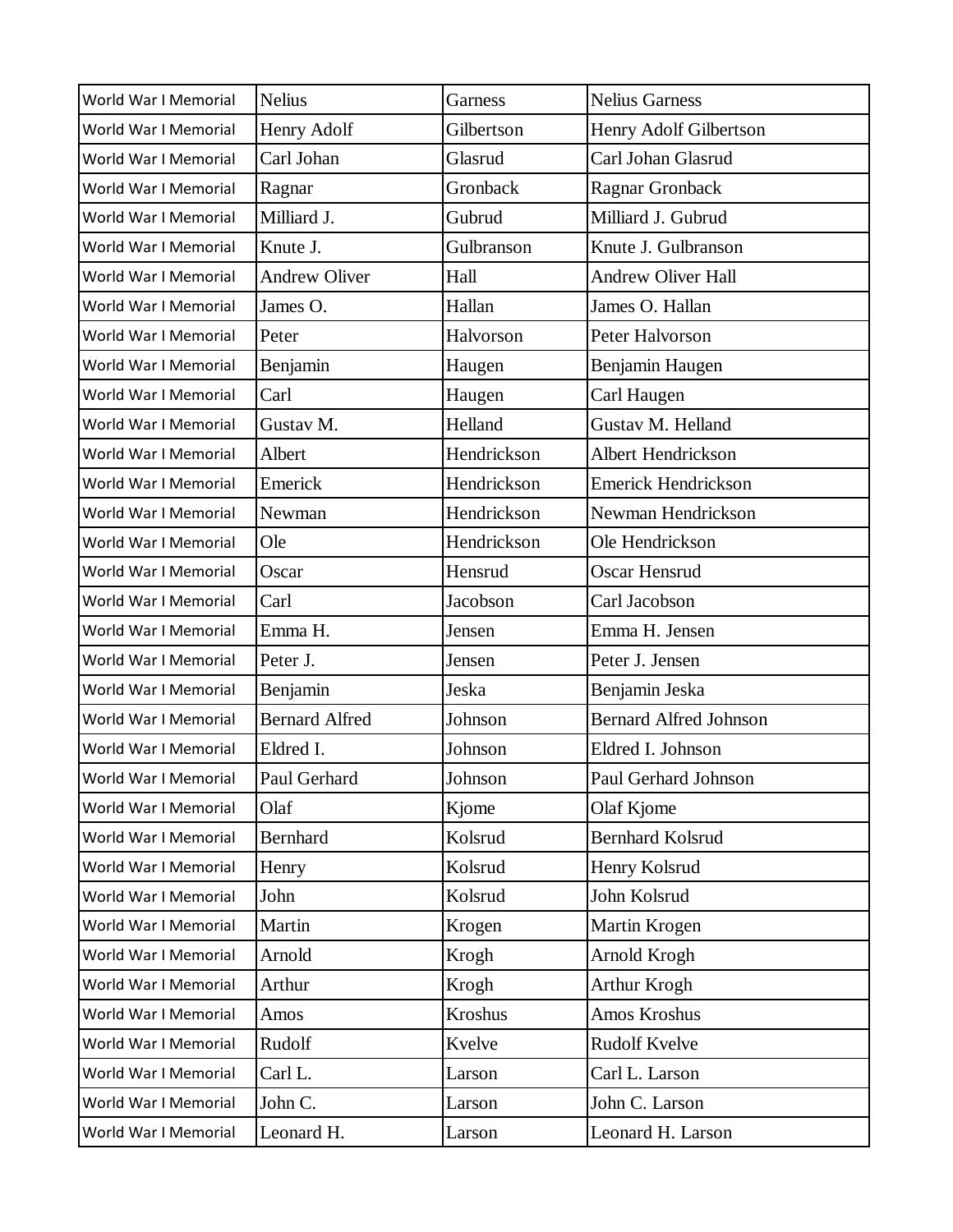| | | | |
|---|---|---|---|
| World War I Memorial | Nelius | Garness | Nelius Garness |
| World War I Memorial | Henry Adolf | Gilbertson | Henry Adolf Gilbertson |
| World War I Memorial | Carl Johan | Glasrud | Carl Johan Glasrud |
| World War I Memorial | Ragnar | Gronback | Ragnar Gronback |
| World War I Memorial | Milliard J. | Gubrud | Milliard J. Gubrud |
| World War I Memorial | Knute J. | Gulbranson | Knute J. Gulbranson |
| World War I Memorial | Andrew Oliver | Hall | Andrew Oliver Hall |
| World War I Memorial | James O. | Hallan | James O. Hallan |
| World War I Memorial | Peter | Halvorson | Peter Halvorson |
| World War I Memorial | Benjamin | Haugen | Benjamin Haugen |
| World War I Memorial | Carl | Haugen | Carl Haugen |
| World War I Memorial | Gustav M. | Helland | Gustav M. Helland |
| World War I Memorial | Albert | Hendrickson | Albert Hendrickson |
| World War I Memorial | Emerick | Hendrickson | Emerick Hendrickson |
| World War I Memorial | Newman | Hendrickson | Newman Hendrickson |
| World War I Memorial | Ole | Hendrickson | Ole Hendrickson |
| World War I Memorial | Oscar | Hensrud | Oscar Hensrud |
| World War I Memorial | Carl | Jacobson | Carl Jacobson |
| World War I Memorial | Emma H. | Jensen | Emma H. Jensen |
| World War I Memorial | Peter J. | Jensen | Peter J. Jensen |
| World War I Memorial | Benjamin | Jeska | Benjamin Jeska |
| World War I Memorial | Bernard Alfred | Johnson | Bernard Alfred Johnson |
| World War I Memorial | Eldred I. | Johnson | Eldred I. Johnson |
| World War I Memorial | Paul Gerhard | Johnson | Paul Gerhard Johnson |
| World War I Memorial | Olaf | Kjome | Olaf Kjome |
| World War I Memorial | Bernhard | Kolsrud | Bernhard Kolsrud |
| World War I Memorial | Henry | Kolsrud | Henry Kolsrud |
| World War I Memorial | John | Kolsrud | John Kolsrud |
| World War I Memorial | Martin | Krogen | Martin Krogen |
| World War I Memorial | Arnold | Krogh | Arnold Krogh |
| World War I Memorial | Arthur | Krogh | Arthur Krogh |
| World War I Memorial | Amos | Kroshus | Amos Kroshus |
| World War I Memorial | Rudolf | Kvelve | Rudolf Kvelve |
| World War I Memorial | Carl L. | Larson | Carl L. Larson |
| World War I Memorial | John C. | Larson | John C. Larson |
| World War I Memorial | Leonard H. | Larson | Leonard H. Larson |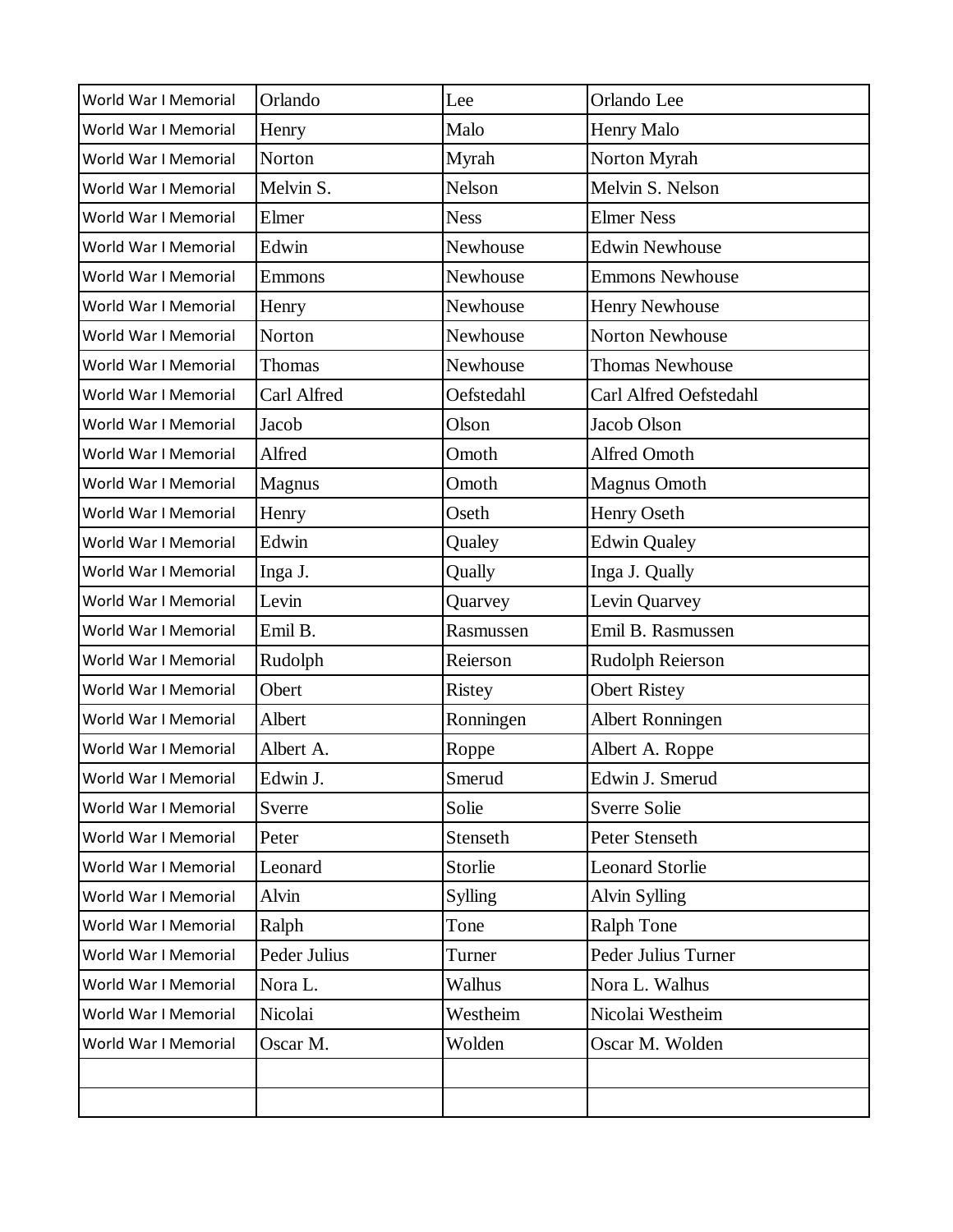| | | | |
|---|---|---|---|
| World War I Memorial | Orlando | Lee | Orlando Lee |
| World War I Memorial | Henry | Malo | Henry Malo |
| World War I Memorial | Norton | Myrah | Norton Myrah |
| World War I Memorial | Melvin S. | Nelson | Melvin S. Nelson |
| World War I Memorial | Elmer | Ness | Elmer Ness |
| World War I Memorial | Edwin | Newhouse | Edwin Newhouse |
| World War I Memorial | Emmons | Newhouse | Emmons Newhouse |
| World War I Memorial | Henry | Newhouse | Henry Newhouse |
| World War I Memorial | Norton | Newhouse | Norton Newhouse |
| World War I Memorial | Thomas | Newhouse | Thomas Newhouse |
| World War I Memorial | Carl Alfred | Oefstedahl | Carl Alfred Oefstedahl |
| World War I Memorial | Jacob | Olson | Jacob Olson |
| World War I Memorial | Alfred | Omoth | Alfred Omoth |
| World War I Memorial | Magnus | Omoth | Magnus Omoth |
| World War I Memorial | Henry | Oseth | Henry Oseth |
| World War I Memorial | Edwin | Qualey | Edwin Qualey |
| World War I Memorial | Inga J. | Qually | Inga J. Qually |
| World War I Memorial | Levin | Quarvey | Levin Quarvey |
| World War I Memorial | Emil B. | Rasmussen | Emil B. Rasmussen |
| World War I Memorial | Rudolph | Reierson | Rudolph Reierson |
| World War I Memorial | Obert | Ristey | Obert Ristey |
| World War I Memorial | Albert | Ronningen | Albert Ronningen |
| World War I Memorial | Albert A. | Roppe | Albert A. Roppe |
| World War I Memorial | Edwin J. | Smerud | Edwin J. Smerud |
| World War I Memorial | Sverre | Solie | Sverre Solie |
| World War I Memorial | Peter | Stenseth | Peter Stenseth |
| World War I Memorial | Leonard | Storlie | Leonard Storlie |
| World War I Memorial | Alvin | Sylling | Alvin Sylling |
| World War I Memorial | Ralph | Tone | Ralph Tone |
| World War I Memorial | Peder Julius | Turner | Peder Julius Turner |
| World War I Memorial | Nora L. | Walhus | Nora L. Walhus |
| World War I Memorial | Nicolai | Westheim | Nicolai Westheim |
| World War I Memorial | Oscar M. | Wolden | Oscar M. Wolden |
| | | | |
| | | | |